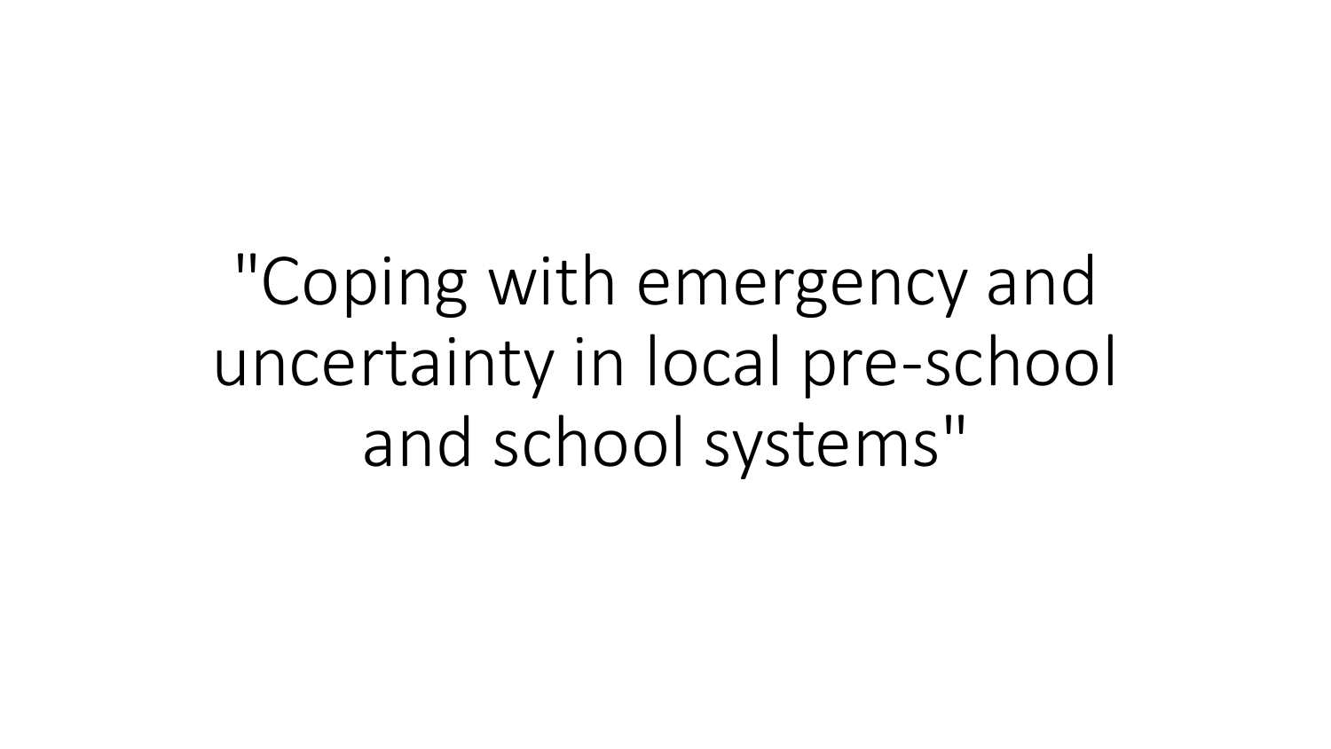# "Coping with emergency and uncertainty in local pre-school and school systems"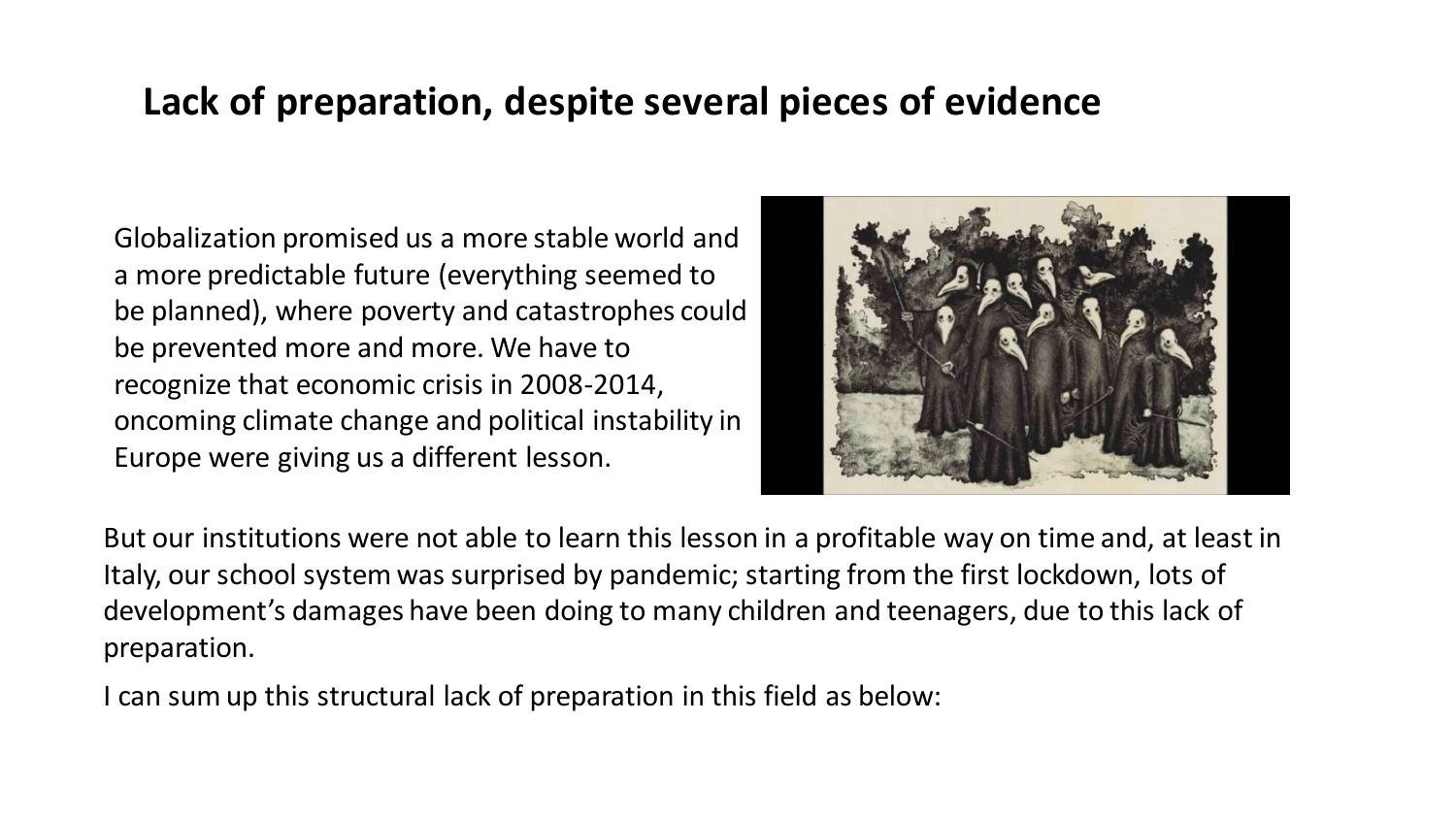## Lack of preparation, despite several pieces of evidence

Globalization promised us a more stable world and a more predictable future (everything seemed to be planned), where poverty and catastrophes could be prevented more and more. We have to recognize that economic crisis in 2008-2014, oncoming climate change and political instability in Europe were giving us a different lesson.

But our institutions were not able to learn this lesson in a profitable way on time and, at least in Italy, our school system was surprised by pandemic; starting from the first lockdown, lots of development's damages have been doing to many children and teenagers, due to this lack of preparation.

I can sum up this structural lack of preparation in this field as below: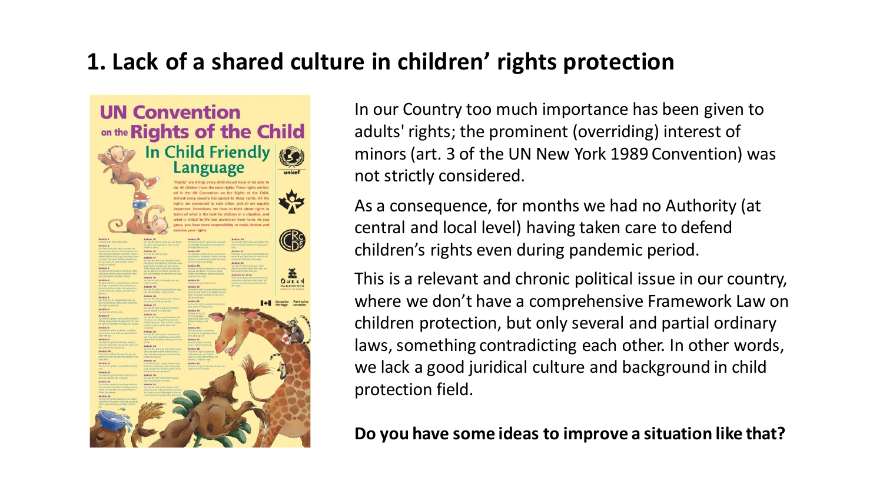# 1. Lack of a shared culture in children' rights protection

In our Country too much importance has been given to adults' rights; the prominent (overriding) interest of minors (art. 3 of the UN New York 1989 Convention) was not strictly considered.

As a consequence, for months we had no Authority (at central and local level) having taken care to defend children's rights even during pandemic period.

This is a relevant and chronic political issue in our country, where we don't have a comprehensive Framework Law on children protection, but only several and partial ordinary laws, something contradicting each other. In other words, we lack a good juridical culture and background in child protection field.

**Do you have some ideas to improve a situation like that?**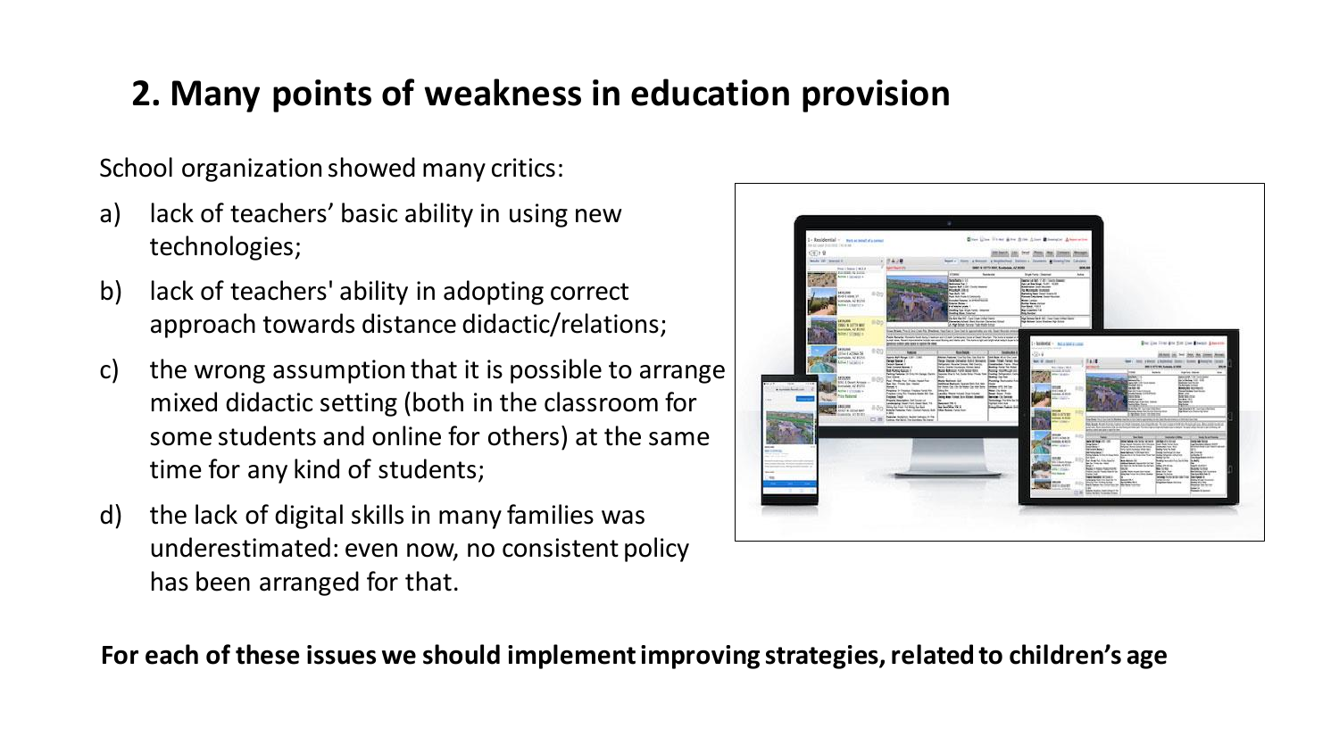## 2. Many points of weakness in education provision

School organization showed many critics:

a) lack of teachers' basic ability in using new technologies;

b) lack of teachers' ability in adopting correct approach towards distance didactic/relations;

c) the wrong assumption that it is possible to arrange mixed didactic setting (both in the classroom for some students and online for others) at the same time for any kind of students;

d) the lack of digital skills in many families was underestimated: even now, no consistent policy has been arranged for that.

**For each of these issues we should implement improving strategies, related to children's age**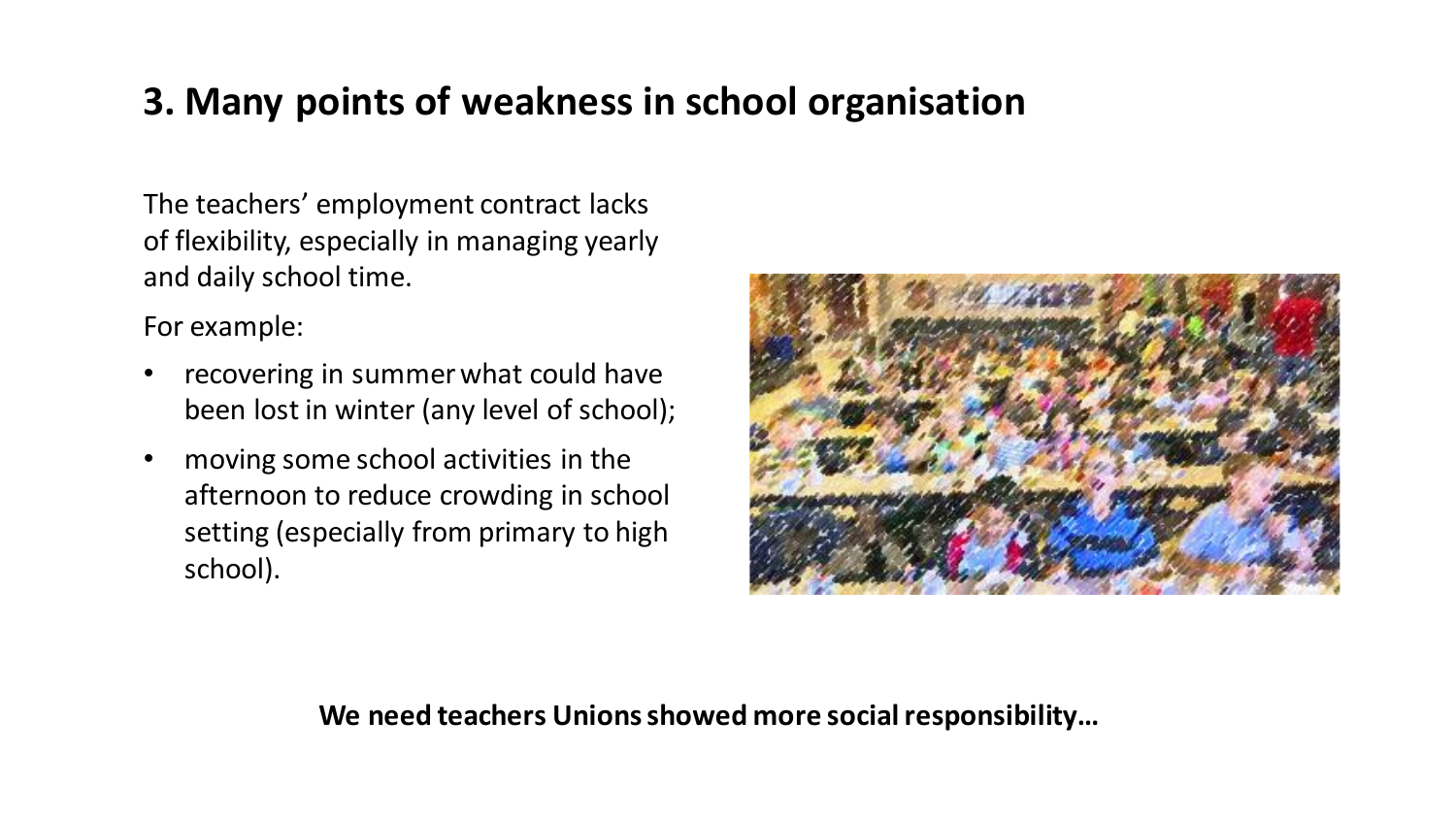## 3. Many points of weakness in school organisation

The teachers' employment contract lacks of flexibility, especially in managing yearly and daily school time.

For example:

- recovering in summer what could have been lost in winter (any level of school);
- moving some school activities in the afternoon to reduce crowding in school setting (especially from primary to high school).

**We need teachers Unions showed more social responsibility…**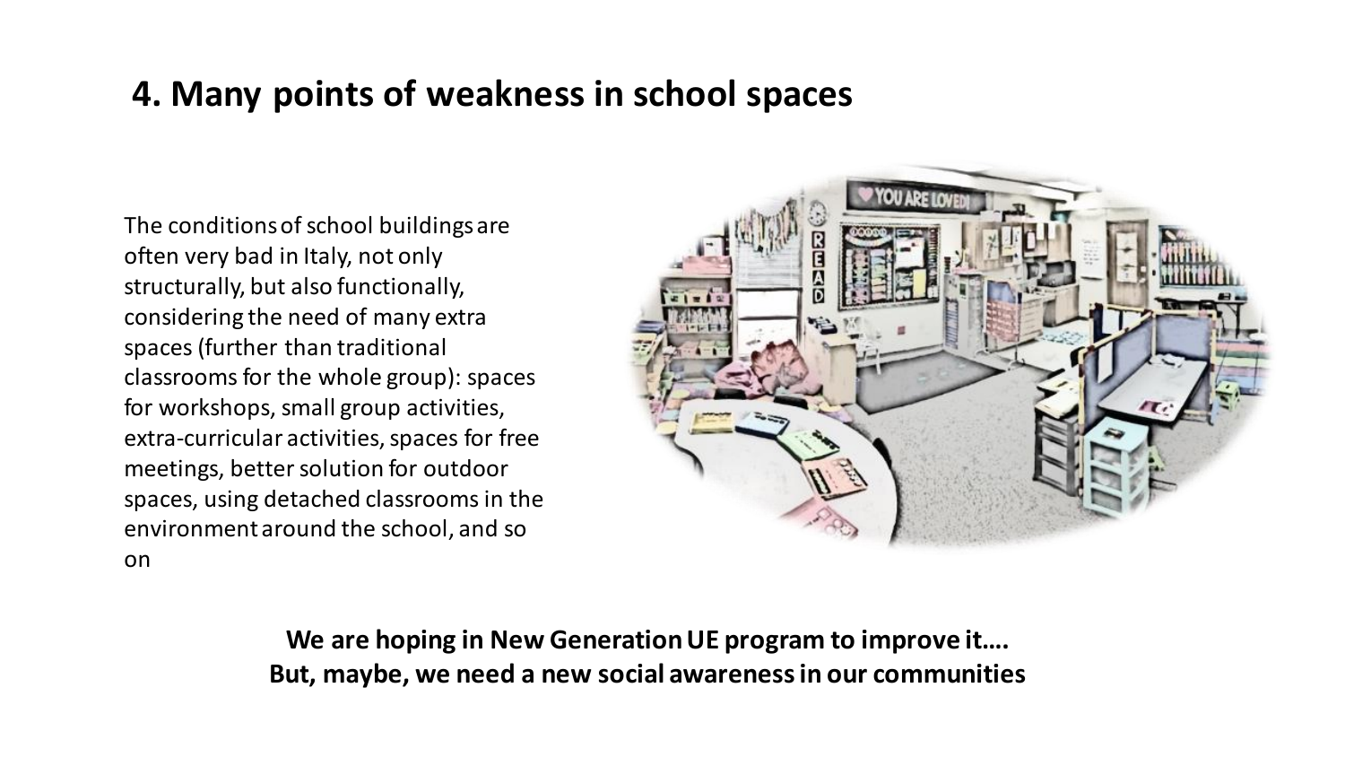## 4. Many points of weakness in school spaces

The conditions of school buildings are often very bad in Italy, not only structurally, but also functionally, considering the need of many extra spaces (further than traditional classrooms for the whole group): spaces for workshops, small group activities, extra-curricular activities, spaces for free meetings, better solution for outdoor spaces, using detached classrooms in the environment around the school, and so on

**We are hoping in New Generation UE program to improve it….**
**But, maybe, we need a new social awareness in our communities**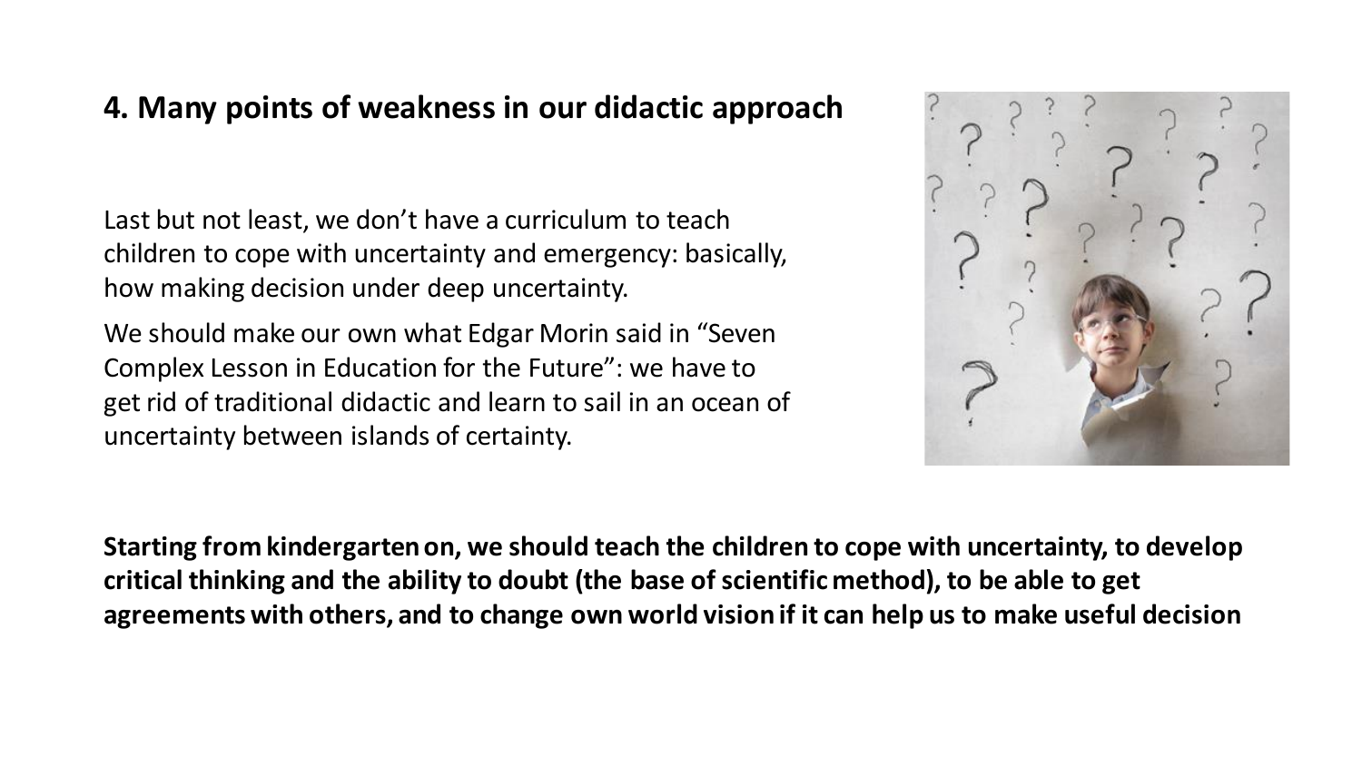## 4. Many points of weakness in our didactic approach

Last but not least, we don't have a curriculum to teach children to cope with uncertainty and emergency: basically, how making decision under deep uncertainty.

We should make our own what Edgar Morin said in "Seven Complex Lesson in Education for the Future": we have to get rid of traditional didactic and learn to sail in an ocean of uncertainty between islands of certainty.

**Starting from kindergarten on, we should teach the children to cope with uncertainty, to develop critical thinking and the ability to doubt (the base of scientific method), to be able to get agreements with others, and to change own world vision if it can help us to make useful decision**